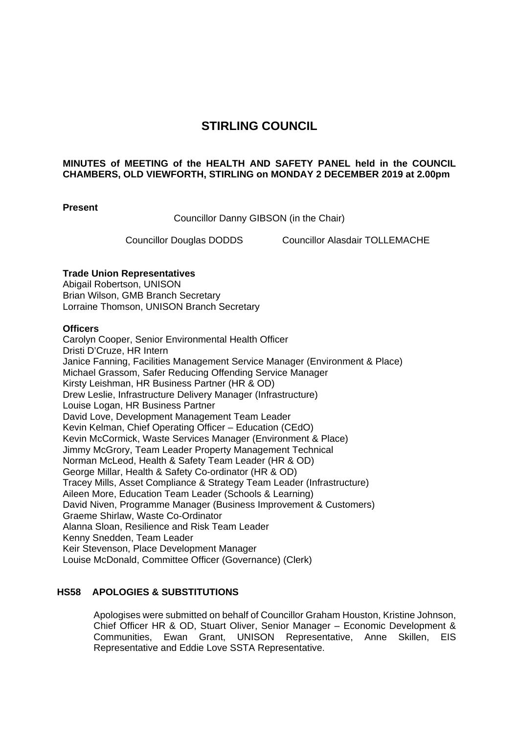# STIRLING COUNCIL

**MINUTES of MEETING of the HEALTH AND SAFETY PANEL held in the COUNCIL CHAMBERS, OLD VIEWFORTH, STIRLING on MONDAY 2 DECEMBER 2019 at 2.00pm**

**Present**

Councillor Danny GIBSON (in the Chair)

Councillor Douglas DODDS
Councillor Alasdair TOLLEMACHE

**Trade Union Representatives**

Abigail Robertson, UNISON
Brian Wilson, GMB Branch Secretary
Lorraine Thomson, UNISON Branch Secretary

**Officers**

Carolyn Cooper, Senior Environmental Health Officer
Dristi D'Cruze, HR Intern
Janice Fanning, Facilities Management Service Manager (Environment & Place)
Michael Grassom, Safer Reducing Offending Service Manager
Kirsty Leishman, HR Business Partner (HR & OD)
Drew Leslie, Infrastructure Delivery Manager (Infrastructure)
Louise Logan, HR Business Partner
David Love, Development Management Team Leader
Kevin Kelman, Chief Operating Officer – Education (CEdO)
Kevin McCormick, Waste Services Manager (Environment & Place)
Jimmy McGrory, Team Leader Property Management Technical
Norman McLeod, Health & Safety Team Leader (HR & OD)
George Millar, Health & Safety Co-ordinator (HR & OD)
Tracey Mills, Asset Compliance & Strategy Team Leader (Infrastructure)
Aileen More, Education Team Leader (Schools & Learning)
David Niven, Programme Manager (Business Improvement & Customers)
Graeme Shirlaw, Waste Co-Ordinator
Alanna Sloan, Resilience and Risk Team Leader
Kenny Snedden, Team Leader
Keir Stevenson, Place Development Manager
Louise McDonald, Committee Officer (Governance) (Clerk)

## HS58 APOLOGIES & SUBSTITUTIONS

Apologises were submitted on behalf of Councillor Graham Houston, Kristine Johnson, Chief Officer HR & OD, Stuart Oliver, Senior Manager – Economic Development & Communities, Ewan Grant, UNISON Representative, Anne Skillen, EIS Representative and Eddie Love SSTA Representative.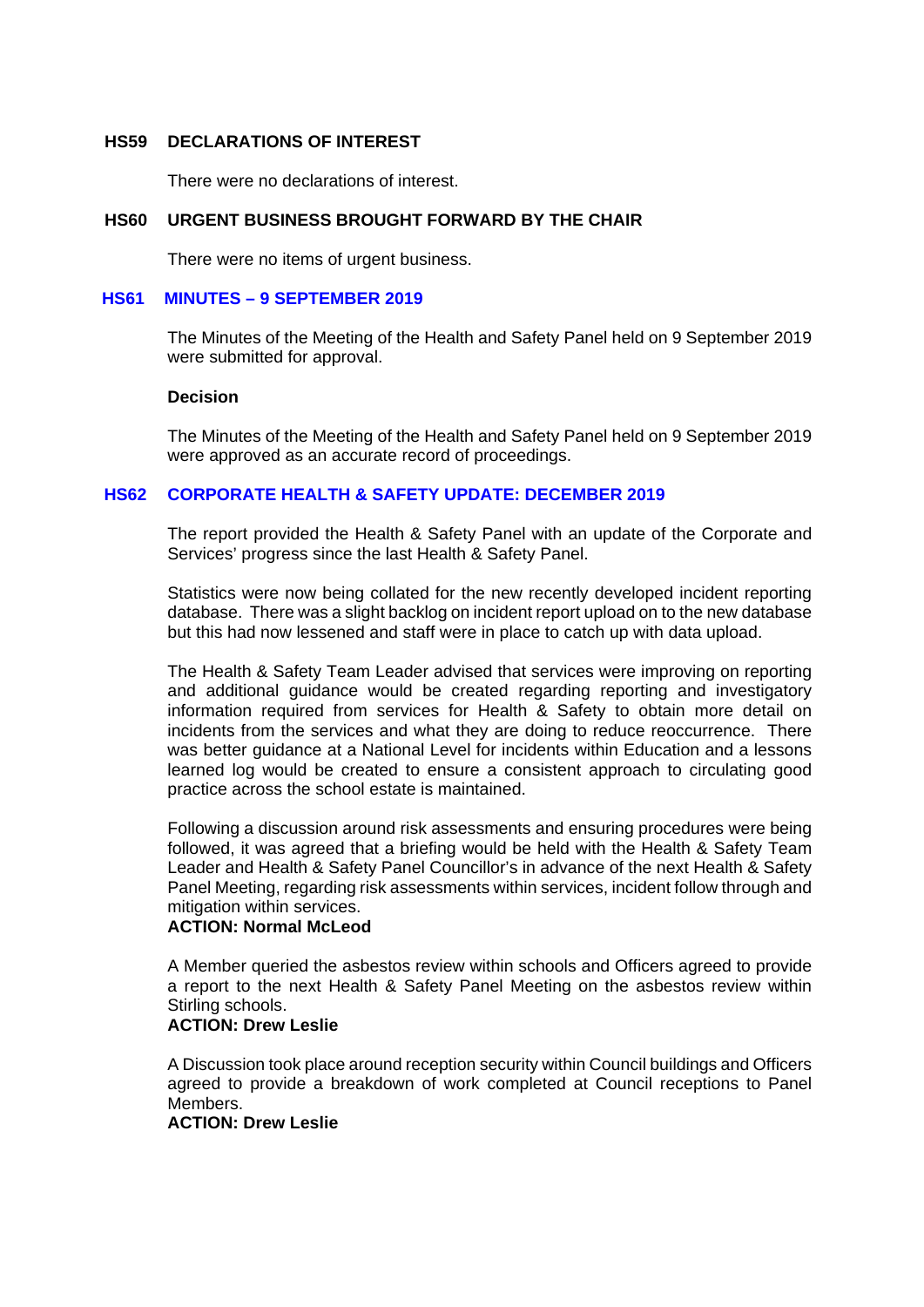## HS59 DECLARATIONS OF INTEREST

There were no declarations of interest.

## HS60 URGENT BUSINESS BROUGHT FORWARD BY THE CHAIR

There were no items of urgent business.

## HS61 MINUTES – 9 SEPTEMBER 2019

The Minutes of the Meeting of the Health and Safety Panel held on 9 September 2019 were submitted for approval.

**Decision**

The Minutes of the Meeting of the Health and Safety Panel held on 9 September 2019 were approved as an accurate record of proceedings.

## HS62 CORPORATE HEALTH & SAFETY UPDATE: DECEMBER 2019

The report provided the Health & Safety Panel with an update of the Corporate and Services' progress since the last Health & Safety Panel.

Statistics were now being collated for the new recently developed incident reporting database. There was a slight backlog on incident report upload on to the new database but this had now lessened and staff were in place to catch up with data upload.

The Health & Safety Team Leader advised that services were improving on reporting and additional guidance would be created regarding reporting and investigatory information required from services for Health & Safety to obtain more detail on incidents from the services and what they are doing to reduce reoccurrence. There was better guidance at a National Level for incidents within Education and a lessons learned log would be created to ensure a consistent approach to circulating good practice across the school estate is maintained.

Following a discussion around risk assessments and ensuring procedures were being followed, it was agreed that a briefing would be held with the Health & Safety Team Leader and Health & Safety Panel Councillor's in advance of the next Health & Safety Panel Meeting, regarding risk assessments within services, incident follow through and mitigation within services.
**ACTION: Normal McLeod**

A Member queried the asbestos review within schools and Officers agreed to provide a report to the next Health & Safety Panel Meeting on the asbestos review within Stirling schools.
**ACTION: Drew Leslie**

A Discussion took place around reception security within Council buildings and Officers agreed to provide a breakdown of work completed at Council receptions to Panel Members.
**ACTION: Drew Leslie**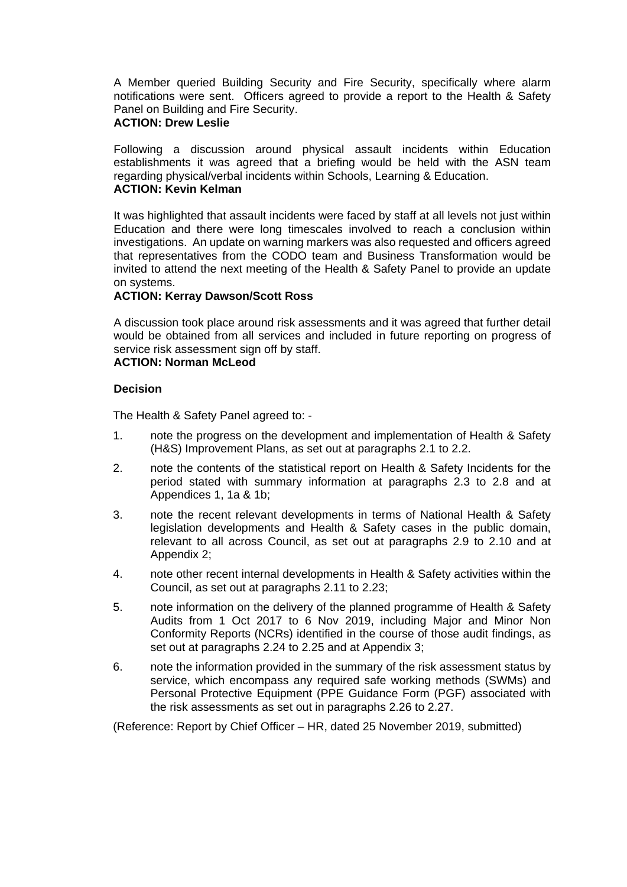A Member queried Building Security and Fire Security, specifically where alarm notifications were sent. Officers agreed to provide a report to the Health & Safety Panel on Building and Fire Security.
**ACTION: Drew Leslie**

Following a discussion around physical assault incidents within Education establishments it was agreed that a briefing would be held with the ASN team regarding physical/verbal incidents within Schools, Learning & Education.
**ACTION: Kevin Kelman**

It was highlighted that assault incidents were faced by staff at all levels not just within Education and there were long timescales involved to reach a conclusion within investigations. An update on warning markers was also requested and officers agreed that representatives from the CODO team and Business Transformation would be invited to attend the next meeting of the Health & Safety Panel to provide an update on systems.
**ACTION: Kerray Dawson/Scott Ross**

A discussion took place around risk assessments and it was agreed that further detail would be obtained from all services and included in future reporting on progress of service risk assessment sign off by staff.
**ACTION: Norman McLeod**

**Decision**

The Health & Safety Panel agreed to: -

1. note the progress on the development and implementation of Health & Safety (H&S) Improvement Plans, as set out at paragraphs 2.1 to 2.2.
2. note the contents of the statistical report on Health & Safety Incidents for the period stated with summary information at paragraphs 2.3 to 2.8 and at Appendices 1, 1a & 1b;
3. note the recent relevant developments in terms of National Health & Safety legislation developments and Health & Safety cases in the public domain, relevant to all across Council, as set out at paragraphs 2.9 to 2.10 and at Appendix 2;
4. note other recent internal developments in Health & Safety activities within the Council, as set out at paragraphs 2.11 to 2.23;
5. note information on the delivery of the planned programme of Health & Safety Audits from 1 Oct 2017 to 6 Nov 2019, including Major and Minor Non Conformity Reports (NCRs) identified in the course of those audit findings, as set out at paragraphs 2.24 to 2.25 and at Appendix 3;
6. note the information provided in the summary of the risk assessment status by service, which encompass any required safe working methods (SWMs) and Personal Protective Equipment (PPE Guidance Form (PGF) associated with the risk assessments as set out in paragraphs 2.26 to 2.27.

(Reference: Report by Chief Officer – HR, dated 25 November 2019, submitted)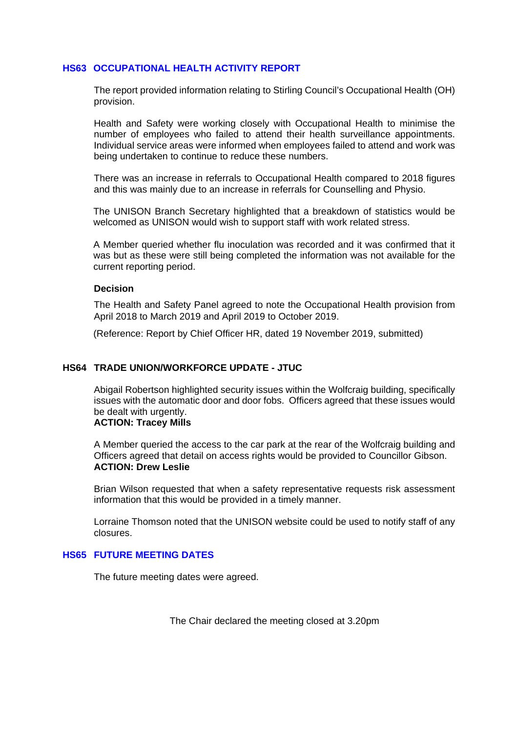## HS63 OCCUPATIONAL HEALTH ACTIVITY REPORT

The report provided information relating to Stirling Council's Occupational Health (OH) provision.

Health and Safety were working closely with Occupational Health to minimise the number of employees who failed to attend their health surveillance appointments. Individual service areas were informed when employees failed to attend and work was being undertaken to continue to reduce these numbers.

There was an increase in referrals to Occupational Health compared to 2018 figures and this was mainly due to an increase in referrals for Counselling and Physio.

The UNISON Branch Secretary highlighted that a breakdown of statistics would be welcomed as UNISON would wish to support staff with work related stress.

A Member queried whether flu inoculation was recorded and it was confirmed that it was but as these were still being completed the information was not available for the current reporting period.

**Decision**

The Health and Safety Panel agreed to note the Occupational Health provision from April 2018 to March 2019 and April 2019 to October 2019.

(Reference: Report by Chief Officer HR, dated 19 November 2019, submitted)

## HS64 TRADE UNION/WORKFORCE UPDATE - JTUC

Abigail Robertson highlighted security issues within the Wolfcraig building, specifically issues with the automatic door and door fobs. Officers agreed that these issues would be dealt with urgently.
**ACTION: Tracey Mills**

A Member queried the access to the car park at the rear of the Wolfcraig building and Officers agreed that detail on access rights would be provided to Councillor Gibson.
**ACTION: Drew Leslie**

Brian Wilson requested that when a safety representative requests risk assessment information that this would be provided in a timely manner.

Lorraine Thomson noted that the UNISON website could be used to notify staff of any closures.

## HS65 FUTURE MEETING DATES

The future meeting dates were agreed.

The Chair declared the meeting closed at 3.20pm